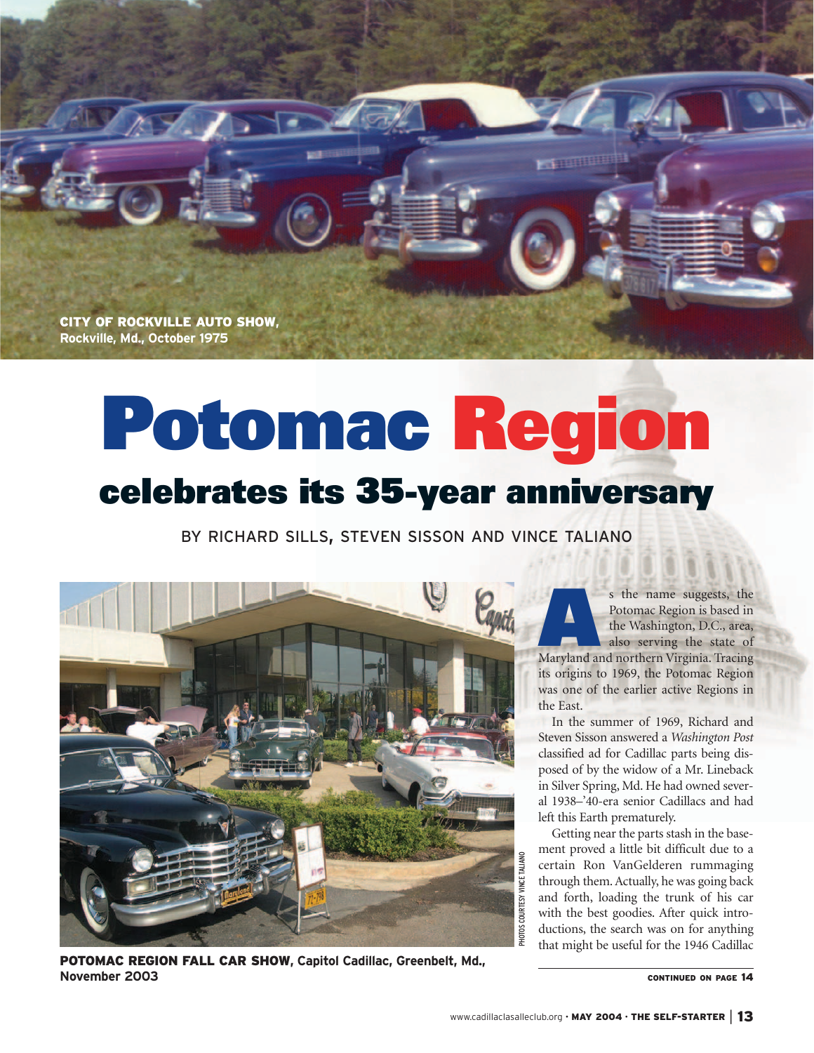**CITY OF ROCKVILLE AUTO SHOW,** Rockville, Md., October 1975

# Potomac Region celebrates its 35-year anniversary

BY RICHARD SILLS, STEVEN SISSON AND VINCE TALIANO

**POTOMAC REGION FALL CAR SHOW,** Capitol Cadillac, Greenbelt, Md., November 2003

PHOTOS COURTESY VINCE TALIANO

As the name suggests, the Potomac Region is based in the Washington, D.C., area, also serving the state of Maryland and northern Virginia. Tracing its origins to 1969, the Potomac Region was one of the earlier active Regions in the East.

In the summer of 1969, Richard and Steven Sisson answered a *Washington Post* classified ad for Cadillac parts being disposed of by the widow of a Mr. Lineback in Silver Spring, Md. He had owned several 1938–'40-era senior Cadillacs and had left this Earth prematurely.

Getting near the parts stash in the basement proved a little bit difficult due to a certain Ron VanGelderen rummaging through them. Actually, he was going back and forth, loading the trunk of his car with the best goodies. After quick introductions, the search was on for anything that might be useful for the 1946 Cadillac

CONTINUED ON PAGE 14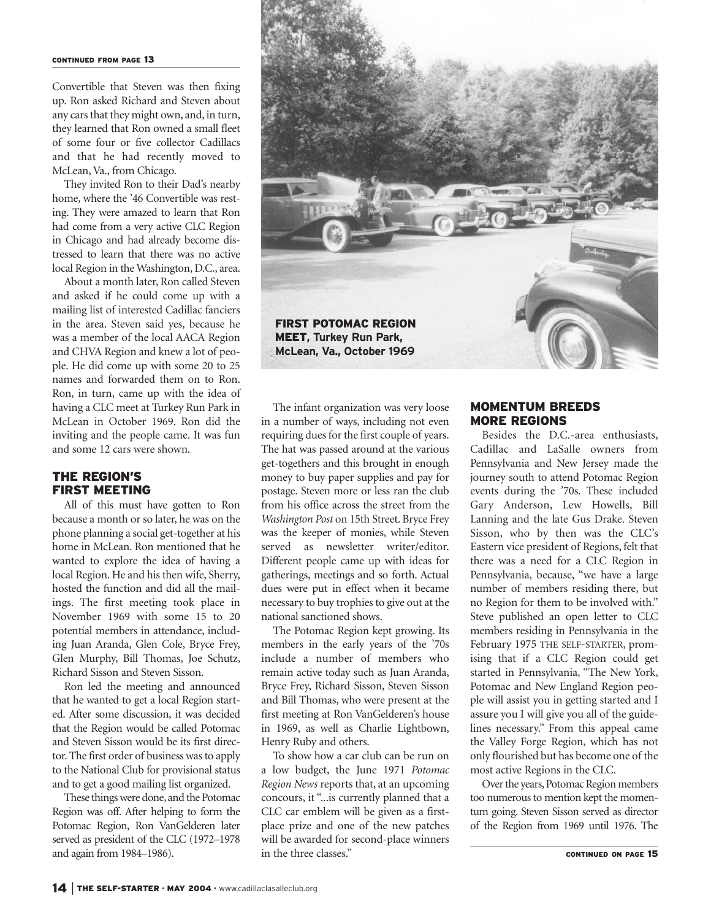CONTINUED FROM PAGE 13

Convertible that Steven was then fixing up. Ron asked Richard and Steven about any cars that they might own, and, in turn, they learned that Ron owned a small fleet of some four or five collector Cadillacs and that he had recently moved to McLean, Va., from Chicago.

They invited Ron to their Dad's nearby home, where the '46 Convertible was resting. They were amazed to learn that Ron had come from a very active CLC Region in Chicago and had already become distressed to learn that there was no active local Region in the Washington, D.C., area.

About a month later, Ron called Steven and asked if he could come up with a mailing list of interested Cadillac fanciers in the area. Steven said yes, because he was a member of the local AACA Region and CHVA Region and knew a lot of people. He did come up with some 20 to 25 names and forwarded them on to Ron. Ron, in turn, came up with the idea of having a CLC meet at Turkey Run Park in McLean in October 1969. Ron did the inviting and the people came. It was fun and some 12 cars were shown.

**FIRST POTOMAC REGION MEET, Turkey Run Park, McLean, Va., October 1969**

## THE REGION'S FIRST MEETING

All of this must have gotten to Ron because a month or so later, he was on the phone planning a social get-together at his home in McLean. Ron mentioned that he wanted to explore the idea of having a local Region. He and his then wife, Sherry, hosted the function and did all the mailings. The first meeting took place in November 1969 with some 15 to 20 potential members in attendance, including Juan Aranda, Glen Cole, Bryce Frey, Glen Murphy, Bill Thomas, Joe Schutz, Richard Sisson and Steven Sisson.

Ron led the meeting and announced that he wanted to get a local Region started. After some discussion, it was decided that the Region would be called Potomac and Steven Sisson would be its first director. The first order of business was to apply to the National Club for provisional status and to get a good mailing list organized.

These things were done, and the Potomac Region was off. After helping to form the Potomac Region, Ron VanGelderen later served as president of the CLC (1972–1978 and again from 1984–1986).

The infant organization was very loose in a number of ways, including not even requiring dues for the first couple of years. The hat was passed around at the various get-togethers and this brought in enough money to buy paper supplies and pay for postage. Steven more or less ran the club from his office across the street from the *Washington Post* on 15th Street. Bryce Frey was the keeper of monies, while Steven served as newsletter writer/editor. Different people came up with ideas for gatherings, meetings and so forth. Actual dues were put in effect when it became necessary to buy trophies to give out at the national sanctioned shows.

The Potomac Region kept growing. Its members in the early years of the '70s include a number of members who remain active today such as Juan Aranda, Bryce Frey, Richard Sisson, Steven Sisson and Bill Thomas, who were present at the first meeting at Ron VanGelderen's house in 1969, as well as Charlie Lightbown, Henry Ruby and others.

To show how a car club can be run on a low budget, the June 1971 *Potomac Region News* reports that, at an upcoming concours, it "...is currently planned that a CLC car emblem will be given as a first-place prize and one of the new patches will be awarded for second-place winners in the three classes."

## MOMENTUM BREEDS MORE REGIONS

Besides the D.C.-area enthusiasts, Cadillac and LaSalle owners from Pennsylvania and New Jersey made the journey south to attend Potomac Region events during the '70s. These included Gary Anderson, Lew Howells, Bill Lanning and the late Gus Drake. Steven Sisson, who by then was the CLC's Eastern vice president of Regions, felt that there was a need for a CLC Region in Pennsylvania, because, "we have a large number of members residing there, but no Region for them to be involved with." Steve published an open letter to CLC members residing in Pennsylvania in the February 1975 THE SELF-STARTER, promising that if a CLC Region could get started in Pennsylvania, "The New York, Potomac and New England Region people will assist you in getting started and I assure you I will give you all of the guidelines necessary." From this appeal came the Valley Forge Region, which has not only flourished but has become one of the most active Regions in the CLC.

Over the years, Potomac Region members too numerous to mention kept the momentum going. Steven Sisson served as director of the Region from 1969 until 1976. The

CONTINUED ON PAGE 15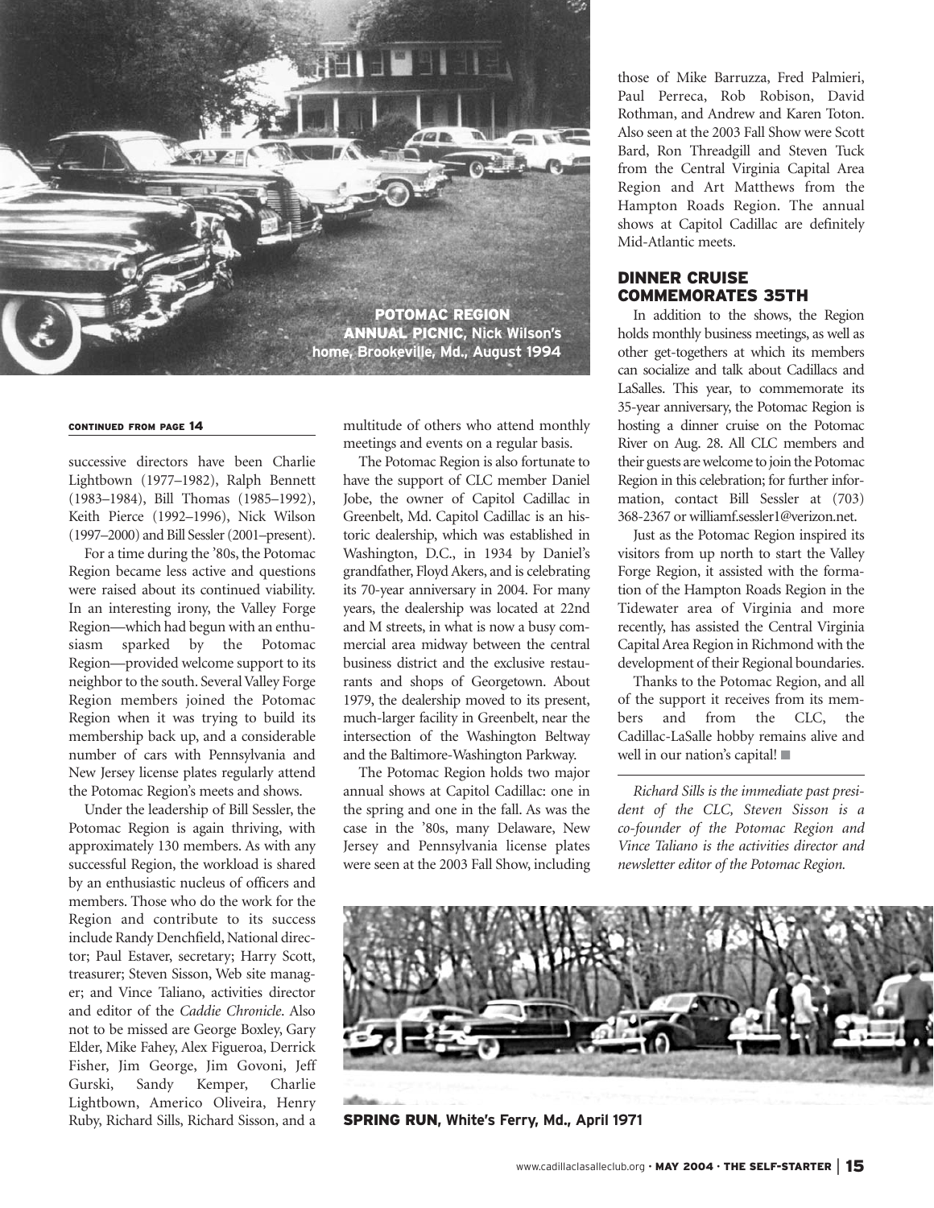POTOMAC REGION ANNUAL PICNIC, Nick Wilson's home, Brookeville, Md., August 1994

CONTINUED FROM PAGE 14

successive directors have been Charlie Lightbown (1977–1982), Ralph Bennett (1983–1984), Bill Thomas (1985–1992), Keith Pierce (1992–1996), Nick Wilson (1997–2000) and Bill Sessler (2001–present).

For a time during the '80s, the Potomac Region became less active and questions were raised about its continued viability. In an interesting irony, the Valley Forge Region—which had begun with an enthusiasm sparked by the Potomac Region—provided welcome support to its neighbor to the south. Several Valley Forge Region members joined the Potomac Region when it was trying to build its membership back up, and a considerable number of cars with Pennsylvania and New Jersey license plates regularly attend the Potomac Region's meets and shows.

Under the leadership of Bill Sessler, the Potomac Region is again thriving, with approximately 130 members. As with any successful Region, the workload is shared by an enthusiastic nucleus of officers and members. Those who do the work for the Region and contribute to its success include Randy Denchfield, National director; Paul Estaver, secretary; Harry Scott, treasurer; Steven Sisson, Web site manager; and Vince Taliano, activities director and editor of the *Caddie Chronicle*. Also not to be missed are George Boxley, Gary Elder, Mike Fahey, Alex Figueroa, Derrick Fisher, Jim George, Jim Govoni, Jeff Gurski, Sandy Kemper, Charlie Lightbown, Americo Oliveira, Henry Ruby, Richard Sills, Richard Sisson, and a multitude of others who attend monthly meetings and events on a regular basis.

The Potomac Region is also fortunate to have the support of CLC member Daniel Jobe, the owner of Capitol Cadillac in Greenbelt, Md. Capitol Cadillac is an historic dealership, which was established in Washington, D.C., in 1934 by Daniel's grandfather, Floyd Akers, and is celebrating its 70-year anniversary in 2004. For many years, the dealership was located at 22nd and M streets, in what is now a busy commercial area midway between the central business district and the exclusive restaurants and shops of Georgetown. About 1979, the dealership moved to its present, much-larger facility in Greenbelt, near the intersection of the Washington Beltway and the Baltimore-Washington Parkway.

The Potomac Region holds two major annual shows at Capitol Cadillac: one in the spring and one in the fall. As was the case in the '80s, many Delaware, New Jersey and Pennsylvania license plates were seen at the 2003 Fall Show, including those of Mike Barruzza, Fred Palmieri, Paul Perreca, Rob Robison, David Rothman, and Andrew and Karen Toton. Also seen at the 2003 Fall Show were Scott Bard, Ron Threadgill and Steven Tuck from the Central Virginia Capital Area Region and Art Matthews from the Hampton Roads Region. The annual shows at Capitol Cadillac are definitely Mid-Atlantic meets.

## DINNER CRUISE COMMEMORATES 35TH

In addition to the shows, the Region holds monthly business meetings, as well as other get-togethers at which its members can socialize and talk about Cadillacs and LaSalles. This year, to commemorate its 35-year anniversary, the Potomac Region is hosting a dinner cruise on the Potomac River on Aug. 28. All CLC members and their guests are welcome to join the Potomac Region in this celebration; for further information, contact Bill Sessler at (703) 368-2367 or williamf.sessler1@verizon.net.

Just as the Potomac Region inspired its visitors from up north to start the Valley Forge Region, it assisted with the formation of the Hampton Roads Region in the Tidewater area of Virginia and more recently, has assisted the Central Virginia Capital Area Region in Richmond with the development of their Regional boundaries.

Thanks to the Potomac Region, and all of the support it receives from its members and from the CLC, the Cadillac-LaSalle hobby remains alive and well in our nation's capital! ■

*Richard Sills is the immediate past president of the CLC, Steven Sisson is a co-founder of the Potomac Region and Vince Taliano is the activities director and newsletter editor of the Potomac Region.*

SPRING RUN, White's Ferry, Md., April 1971